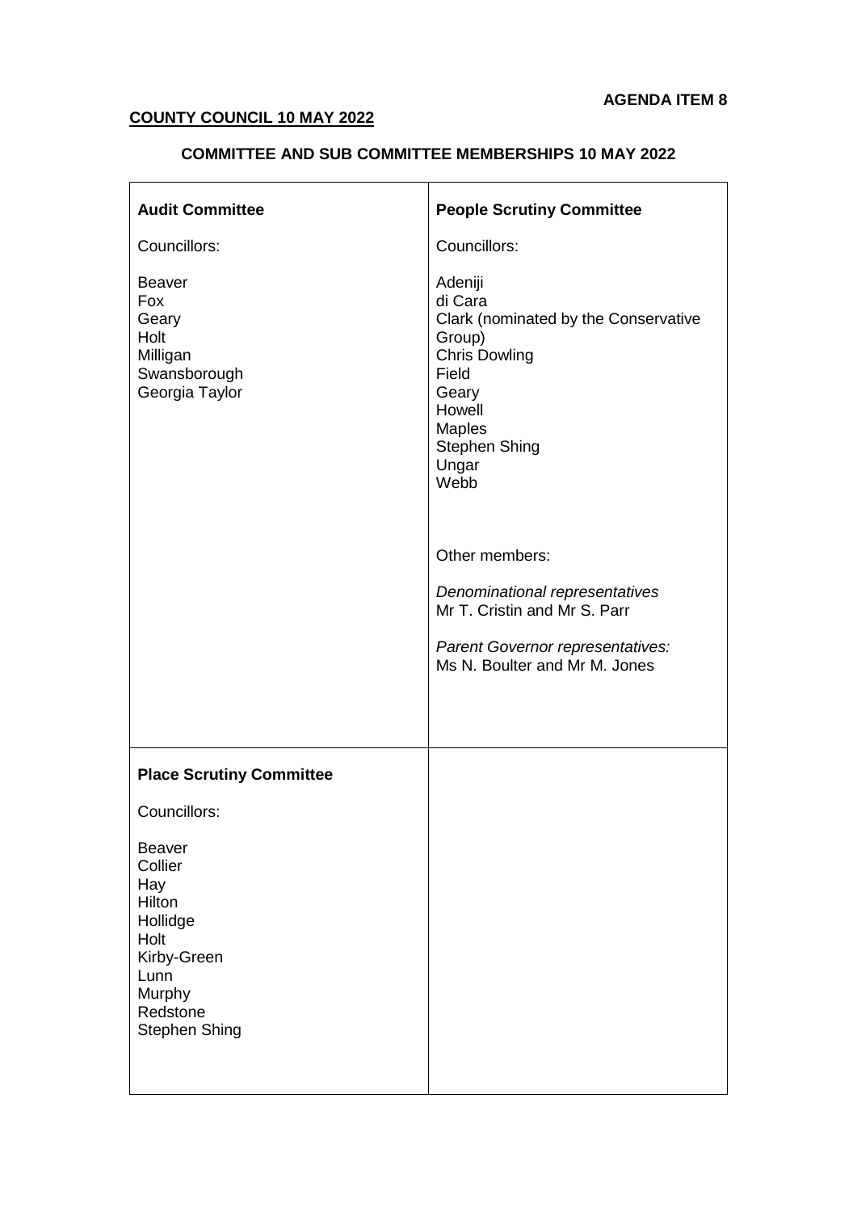**AGENDA ITEM 8**

**COUNTY COUNCIL 10 MAY 2022**

**COMMITTEE AND SUB COMMITTEE MEMBERSHIPS 10 MAY 2022**

| **Audit Committee** | **People Scrutiny Committee** |
|---|---|
| Councillors:<br><br>Beaver<br>Fox<br>Geary<br>Holt<br>Milligan<br>Swansborough<br>Georgia Taylor | Councillors:<br><br>Adeniji<br>di Cara<br>Clark (nominated by the Conservative Group)<br>Chris Dowling<br>Field<br>Geary<br>Howell<br>Maples<br>Stephen Shing<br>Ungar<br>Webb<br><br>Other members:<br><br>*Denominational representatives*<br>Mr T. Cristin and Mr S. Parr<br><br>*Parent Governor representatives:*<br>Ms N. Boulter and Mr M. Jones |
| **Place Scrutiny Committee**<br><br>Councillors:<br><br>Beaver<br>Collier<br>Hay<br>Hilton<br>Hollidge<br>Holt<br>Kirby-Green<br>Lunn<br>Murphy<br>Redstone<br>Stephen Shing | |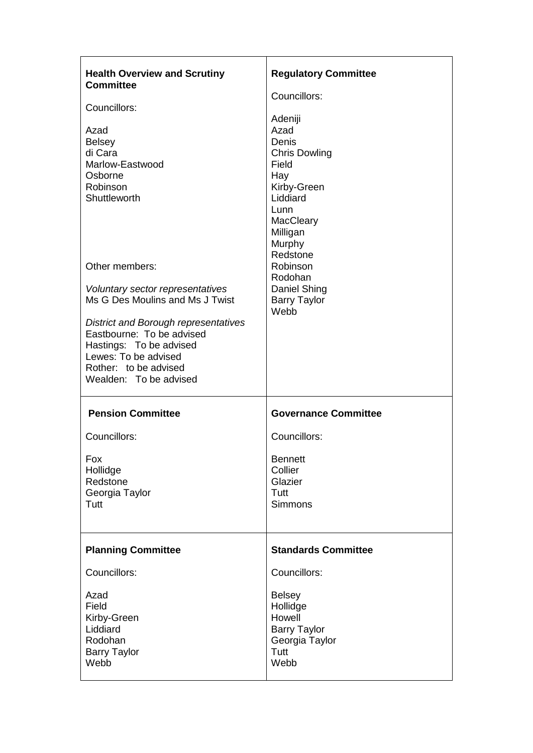**Health Overview and Scrutiny Committee**

Councillors:

Azad
Belsey
di Cara
Marlow-Eastwood
Osborne
Robinson
Shuttleworth

Other members:

*Voluntary sector representatives*
Ms G Des Moulins and Ms J Twist

*District and Borough representatives*
Eastbourne: To be advised
Hastings: To be advised
Lewes: To be advised
Rother: to be advised
Wealden: To be advised

**Regulatory Committee**

Councillors:

Adeniji
Azad
Denis
Chris Dowling
Field
Hay
Kirby-Green
Liddiard
Lunn
MacCleary
Milligan
Murphy
Redstone
Robinson
Rodohan
Daniel Shing
Barry Taylor
Webb

**Pension Committee**

Councillors:

Fox
Hollidge
Redstone
Georgia Taylor
Tutt

**Governance Committee**

Councillors:

Bennett
Collier
Glazier
Tutt
Simmons

**Planning Committee**

Councillors:

Azad
Field
Kirby-Green
Liddiard
Rodohan
Barry Taylor
Webb

**Standards Committee**

Councillors:

Belsey
Hollidge
Howell
Barry Taylor
Georgia Taylor
Tutt
Webb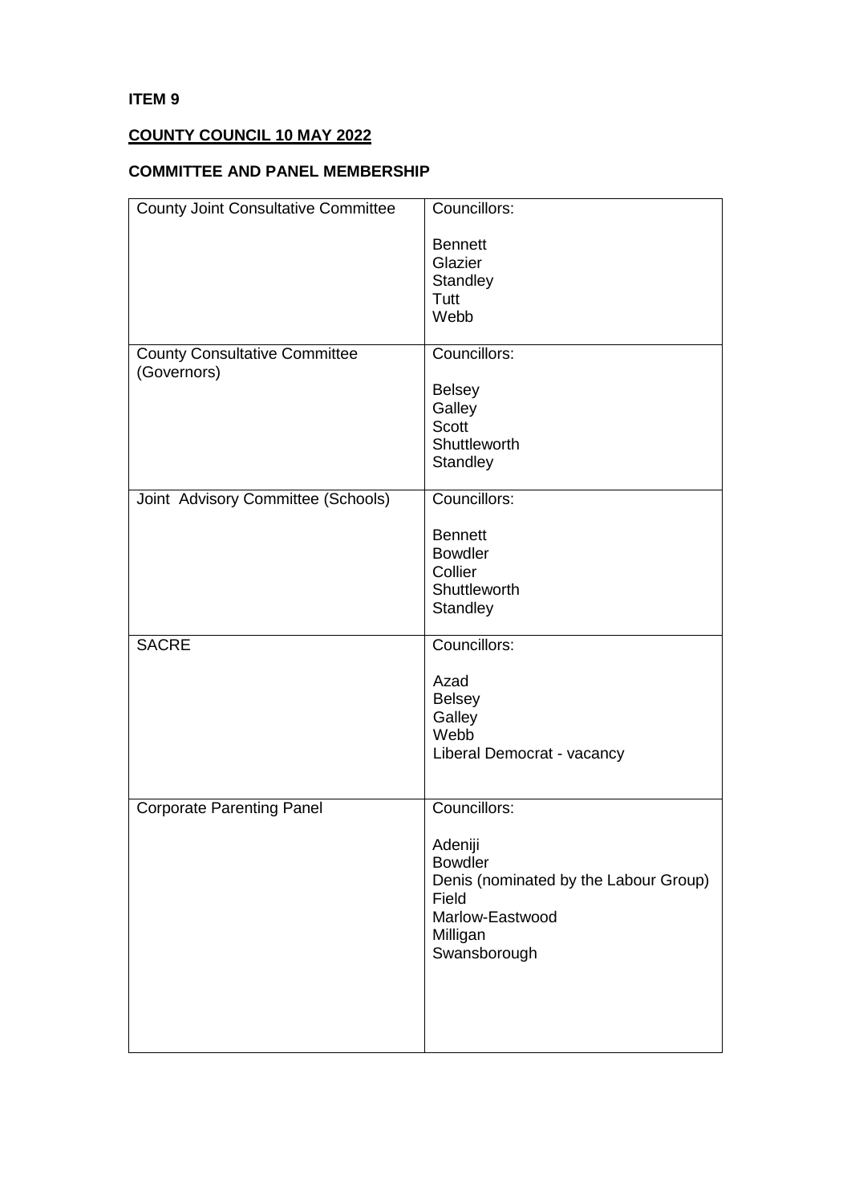**ITEM 9**

**COUNTY COUNCIL 10 MAY 2022**

**COMMITTEE AND PANEL MEMBERSHIP**

| Committee/Panel | Members |
| --- | --- |
| County Joint Consultative Committee | Councillors:<br><br>Bennett<br>Glazier<br>Standley<br>Tutt<br>Webb |
| County Consultative Committee (Governors) | Councillors:<br><br>Belsey<br>Galley<br>Scott<br>Shuttleworth<br>Standley |
| Joint Advisory Committee (Schools) | Councillors:<br><br>Bennett<br>Bowdler<br>Collier<br>Shuttleworth<br>Standley |
| SACRE | Councillors:<br><br>Azad<br>Belsey<br>Galley<br>Webb<br>Liberal Democrat - vacancy |
| Corporate Parenting Panel | Councillors:<br><br>Adeniji<br>Bowdler<br>Denis (nominated by the Labour Group)<br>Field<br>Marlow-Eastwood<br>Milligan<br>Swansborough |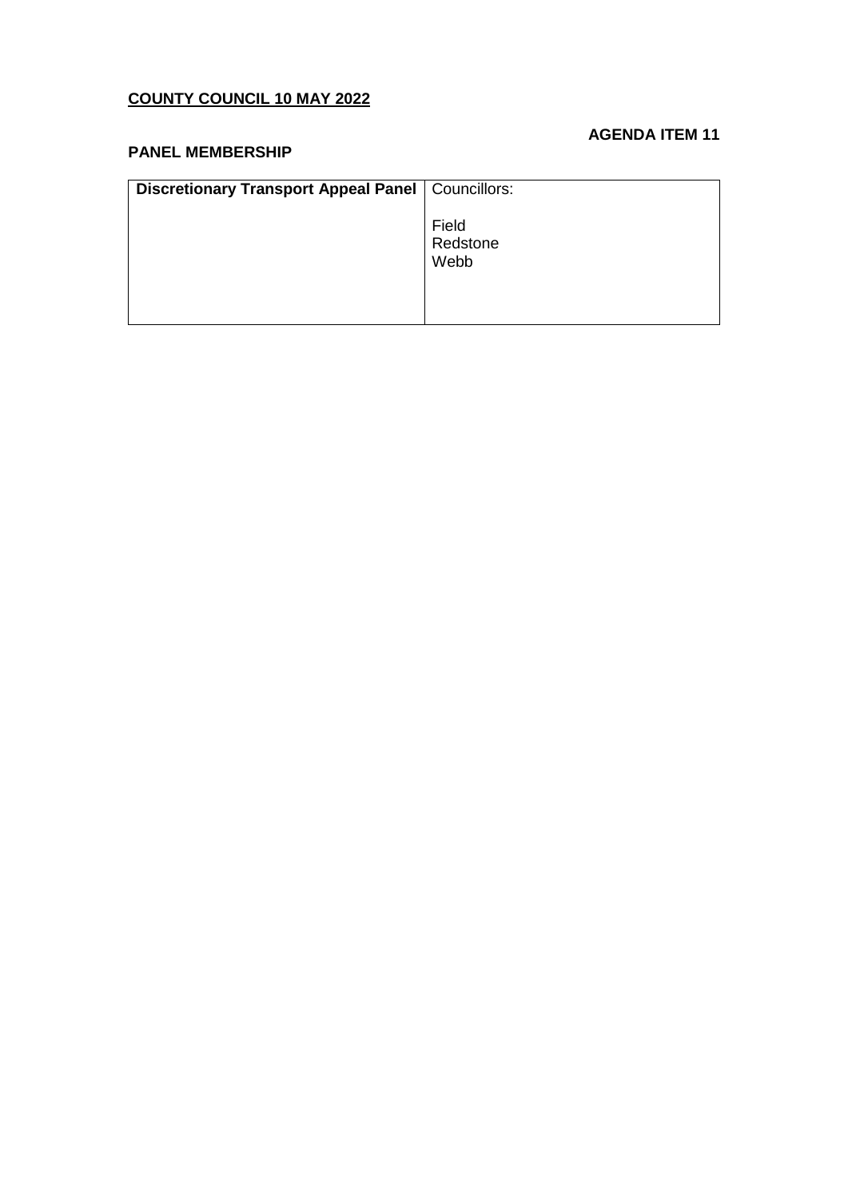**COUNTY COUNCIL 10 MAY 2022**

**AGENDA ITEM 11**

**PANEL MEMBERSHIP**

| **Discretionary Transport Appeal Panel** | Councillors:<br><br>Field<br>Redstone<br>Webb |
|---|---|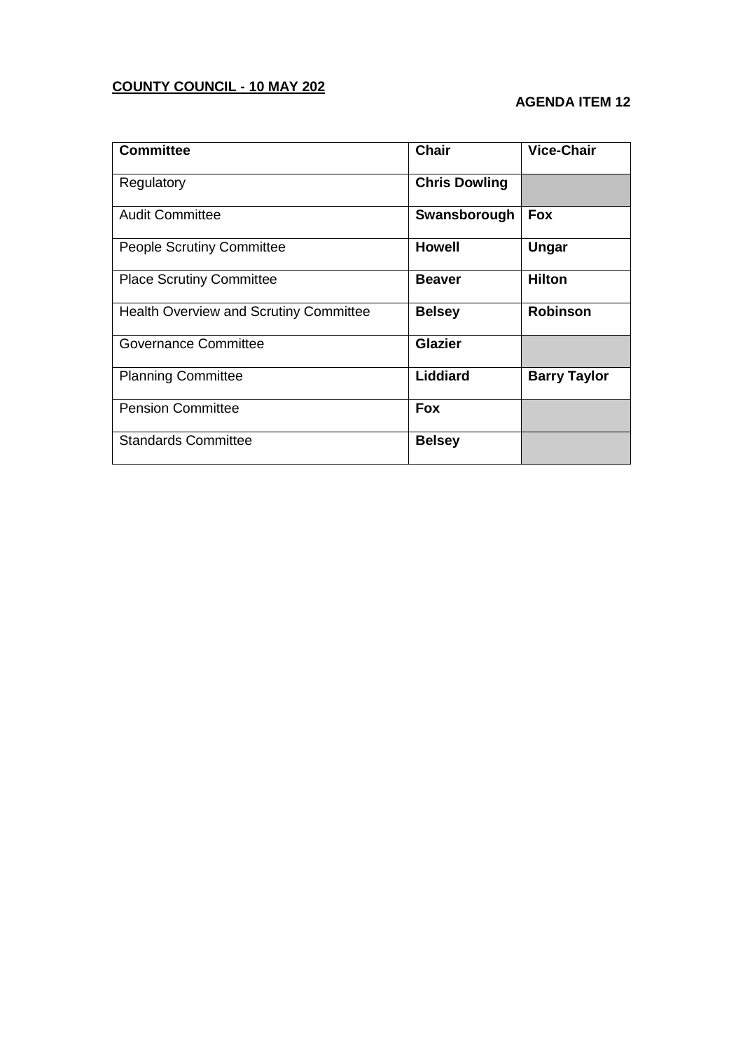**COUNTY COUNCIL - 10 MAY 202**

**AGENDA ITEM 12**

| **Committee** | **Chair** | **Vice-Chair** |
|---|---|---|
| Regulatory | **Chris Dowling** | |
| Audit Committee | **Swansborough** | **Fox** |
| People Scrutiny Committee | **Howell** | **Ungar** |
| Place Scrutiny Committee | **Beaver** | **Hilton** |
| Health Overview and Scrutiny Committee | **Belsey** | **Robinson** |
| Governance Committee | **Glazier** | |
| Planning Committee | **Liddiard** | **Barry Taylor** |
| Pension Committee | **Fox** | |
| Standards Committee | **Belsey** | |